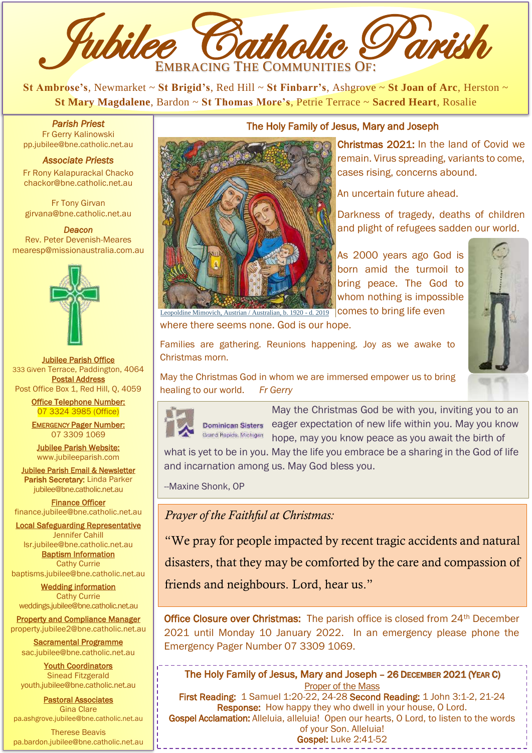# Jubilee Catholic Parish

EMBRACING THE COMMUNITIES OF:

**St Ambrose's**, Newmarket ~ **St Brigid's**, Red Hill ~ **St Finbarr's**, Ashgrove ~ **St Joan of Arc**, Herston ~ **St Mary Magdalene**, Bardon ~ **St Thomas More's**, Petrie Terrace ~ **Sacred Heart**, Rosalie

*Parish Priest*
Fr Gerry Kalinowski
pp.jubilee@bne.catholic.net.au

*Associate Priests*
Fr Rony Kalapurackal Chacko
chackor@bne.catholic.net.au

Fr Tony Girvan
girvana@bne.catholic.net.au

*Deacon*
Rev. Peter Devenish-Meares
mearesp@missionaustralia.com.au

**Jubilee Parish Office**
333 Given Terrace, Paddington, 4064
**Postal Address**
Post Office Box 1, Red Hill, Q, 4059

**Office Telephone Number:**
07 3324 3985 (Office)

**Emergency Pager Number:**
07 3309 1069

**Jubilee Parish Website:**
www.jubileeparish.com

**Jubilee Parish Email & Newsletter**
**Parish Secretary:** Linda Parker
jubilee@bne.catholic.net.au

**Finance Officer**
finance.jubilee@bne.catholic.net.au

**Local Safeguarding Representative**
Jennifer Cahill
lsr.jubilee@bne.catholic.net.au

**Baptism Information**
Cathy Currie
baptisms.jubilee@bne.catholic.net.au

**Wedding information**
Cathy Currie
weddings.jubilee@bne.catholic.net.au

**Property and Compliance Manager**
property.jubilee2@bne.catholic.net.au

**Sacramental Programme**
sac.jubilee@bne.catholic.net.au

**Youth Coordinators**
Sinead Fitzgerald
youth.jubilee@bne.catholic.net.au

**Pastoral Associates**
Gina Clare
pa.ashgrove.jubilee@bne.catholic.net.au

Therese Beavis
pa.bardon.jubilee@bne.catholic.net.au

## The Holy Family of Jesus, Mary and Joseph

Leopoldine Mimovich, Austrian / Australian, b. 1920 - d. 2019

**Christmas 2021:** In the land of Covid we remain. Virus spreading, variants to come, cases rising, concerns abound.

An uncertain future ahead.

Darkness of tragedy, deaths of children and plight of refugees sadden our world.

As 2000 years ago God is born amid the turmoil to bring peace. The God to whom nothing is impossible comes to bring life even where there seems none. God is our hope.

Families are gathering. Reunions happening. Joy as we awake to Christmas morn.

May the Christmas God in whom we are immersed empower us to bring healing to our world. *Fr Gerry*

Dominican Sisters Grand Rapids, Michigan

May the Christmas God be with you, inviting you to an eager expectation of new life within you. May you know hope, may you know peace as you await the birth of what is yet to be in you. May the life you embrace be a sharing in the God of life and incarnation among us. May God bless you.

--Maxine Shonk, OP

*Prayer of the Faithful at Christmas:*

"We pray for people impacted by recent tragic accidents and natural disasters, that they may be comforted by the care and compassion of friends and neighbours. Lord, hear us."

**Office Closure over Christmas:** The parish office is closed from 24th December 2021 until Monday 10 January 2022. In an emergency please phone the Emergency Pager Number 07 3309 1069.

**The Holy Family of Jesus, Mary and Joseph – 26 December 2021 (Year C)**
Proper of the Mass
**First Reading:** 1 Samuel 1:20-22, 24-28 **Second Reading:** 1 John 3:1-2, 21-24
**Response:** How happy they who dwell in your house, O Lord.
**Gospel Acclamation:** Alleluia, alleluia! Open our hearts, O Lord, to listen to the words of your Son. Alleluia!
**Gospel:** Luke 2:41-52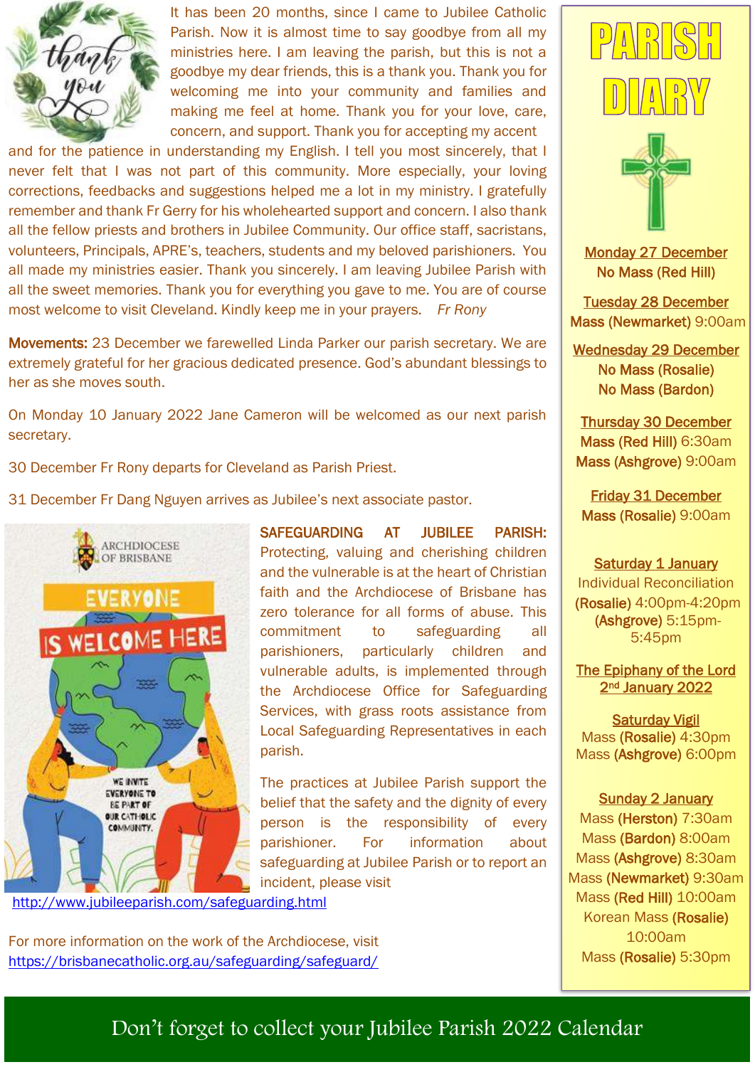It has been 20 months, since I came to Jubilee Catholic Parish. Now it is almost time to say goodbye from all my ministries here. I am leaving the parish, but this is not a goodbye my dear friends, this is a thank you. Thank you for welcoming me into your community and families and making me feel at home. Thank you for your love, care, concern, and support. Thank you for accepting my accent and for the patience in understanding my English. I tell you most sincerely, that I never felt that I was not part of this community. More especially, your loving corrections, feedbacks and suggestions helped me a lot in my ministry. I gratefully remember and thank Fr Gerry for his wholehearted support and concern. I also thank all the fellow priests and brothers in Jubilee Community. Our office staff, sacristans, volunteers, Principals, APRE's, teachers, students and my beloved parishioners. You all made my ministries easier. Thank you sincerely. I am leaving Jubilee Parish with all the sweet memories. Thank you for everything you gave to me. You are of course most welcome to visit Cleveland. Kindly keep me in your prayers. *Fr Rony*

**Movements:** 23 December we farewelled Linda Parker our parish secretary. We are extremely grateful for her gracious dedicated presence. God's abundant blessings to her as she moves south.

On Monday 10 January 2022 Jane Cameron will be welcomed as our next parish secretary.

30 December Fr Rony departs for Cleveland as Parish Priest.

31 December Fr Dang Nguyen arrives as Jubilee's next associate pastor.

**SAFEGUARDING AT JUBILEE PARISH:** Protecting, valuing and cherishing children and the vulnerable is at the heart of Christian faith and the Archdiocese of Brisbane has zero tolerance for all forms of abuse. This commitment to safeguarding all parishioners, particularly children and vulnerable adults, is implemented through the Archdiocese Office for Safeguarding Services, with grass roots assistance from Local Safeguarding Representatives in each parish.

The practices at Jubilee Parish support the belief that the safety and the dignity of every person is the responsibility of every parishioner. For information about safeguarding at Jubilee Parish or to report an incident, please visit
http://www.jubileeparish.com/safeguarding.html

For more information on the work of the Archdiocese, visit
https://brisbanecatholic.org.au/safeguarding/safeguard/

# PARISH DIARY

**Monday 27 December**
No Mass (Red Hill)

**Tuesday 28 December**
Mass (Newmarket) 9:00am

**Wednesday 29 December**
No Mass (Rosalie)
No Mass (Bardon)

**Thursday 30 December**
Mass (Red Hill) 6:30am
Mass (Ashgrove) 9:00am

**Friday 31 December**
Mass (Rosalie) 9:00am

**Saturday 1 January**
Individual Reconciliation
**(Rosalie)** 4:00pm-4:20pm
**(Ashgrove)** 5:15pm-5:45pm

**The Epiphany of the Lord**
**2nd January 2022**

**Saturday Vigil**
Mass **(Rosalie)** 4:30pm
Mass **(Ashgrove)** 6:00pm

**Sunday 2 January**
Mass **(Herston)** 7:30am
Mass **(Bardon)** 8:00am
Mass **(Ashgrove)** 8:30am
Mass **(Newmarket)** 9:30am
Mass **(Red Hill)** 10:00am
Korean Mass **(Rosalie)** 10:00am
Mass **(Rosalie)** 5:30pm

Don't forget to collect your Jubilee Parish 2022 Calendar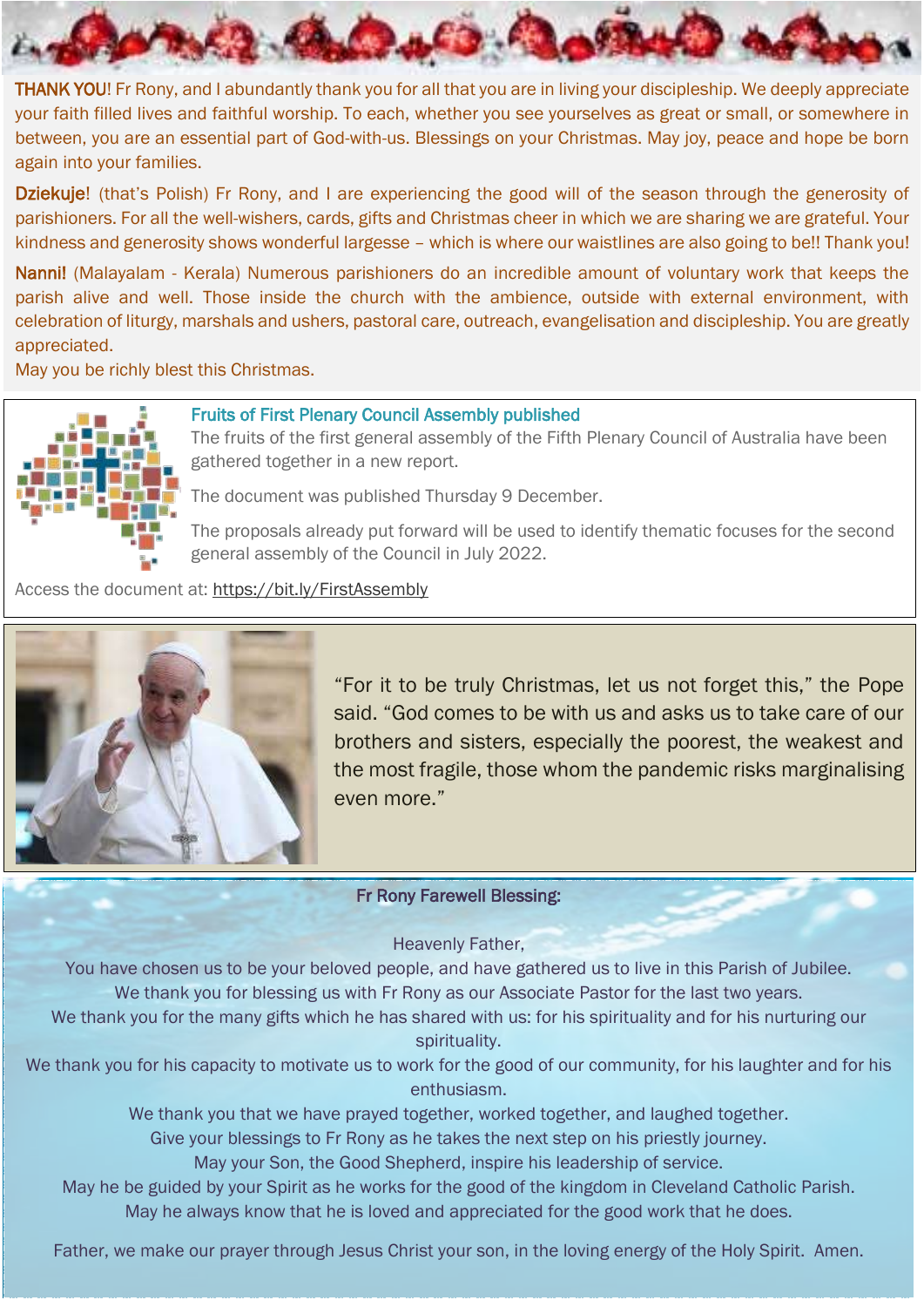**THANK YOU**! Fr Rony, and I abundantly thank you for all that you are in living your discipleship. We deeply appreciate your faith filled lives and faithful worship. To each, whether you see yourselves as great or small, or somewhere in between, you are an essential part of God-with-us. Blessings on your Christmas. May joy, peace and hope be born again into your families.

**Dziekuje**! (that's Polish) Fr Rony, and I are experiencing the good will of the season through the generosity of parishioners. For all the well-wishers, cards, gifts and Christmas cheer in which we are sharing we are grateful. Your kindness and generosity shows wonderful largesse – which is where our waistlines are also going to be!! Thank you!

**Nanni!** (Malayalam - Kerala) Numerous parishioners do an incredible amount of voluntary work that keeps the parish alive and well. Those inside the church with the ambience, outside with external environment, with celebration of liturgy, marshals and ushers, pastoral care, outreach, evangelisation and discipleship. You are greatly appreciated.

May you be richly blest this Christmas.

## Fruits of First Plenary Council Assembly published

The fruits of the first general assembly of the Fifth Plenary Council of Australia have been gathered together in a new report.

The document was published Thursday 9 December.

The proposals already put forward will be used to identify thematic focuses for the second general assembly of the Council in July 2022.

Access the document at: https://bit.ly/FirstAssembly

"For it to be truly Christmas, let us not forget this," the Pope said. "God comes to be with us and asks us to take care of our brothers and sisters, especially the poorest, the weakest and the most fragile, those whom the pandemic risks marginalising even more."

## Fr Rony Farewell Blessing:

Heavenly Father,

You have chosen us to be your beloved people, and have gathered us to live in this Parish of Jubilee.

We thank you for blessing us with Fr Rony as our Associate Pastor for the last two years.

We thank you for the many gifts which he has shared with us: for his spirituality and for his nurturing our spirituality.

We thank you for his capacity to motivate us to work for the good of our community, for his laughter and for his enthusiasm.

We thank you that we have prayed together, worked together, and laughed together.

Give your blessings to Fr Rony as he takes the next step on his priestly journey.

May your Son, the Good Shepherd, inspire his leadership of service.

May he be guided by your Spirit as he works for the good of the kingdom in Cleveland Catholic Parish.

May he always know that he is loved and appreciated for the good work that he does.

Father, we make our prayer through Jesus Christ your son, in the loving energy of the Holy Spirit. Amen.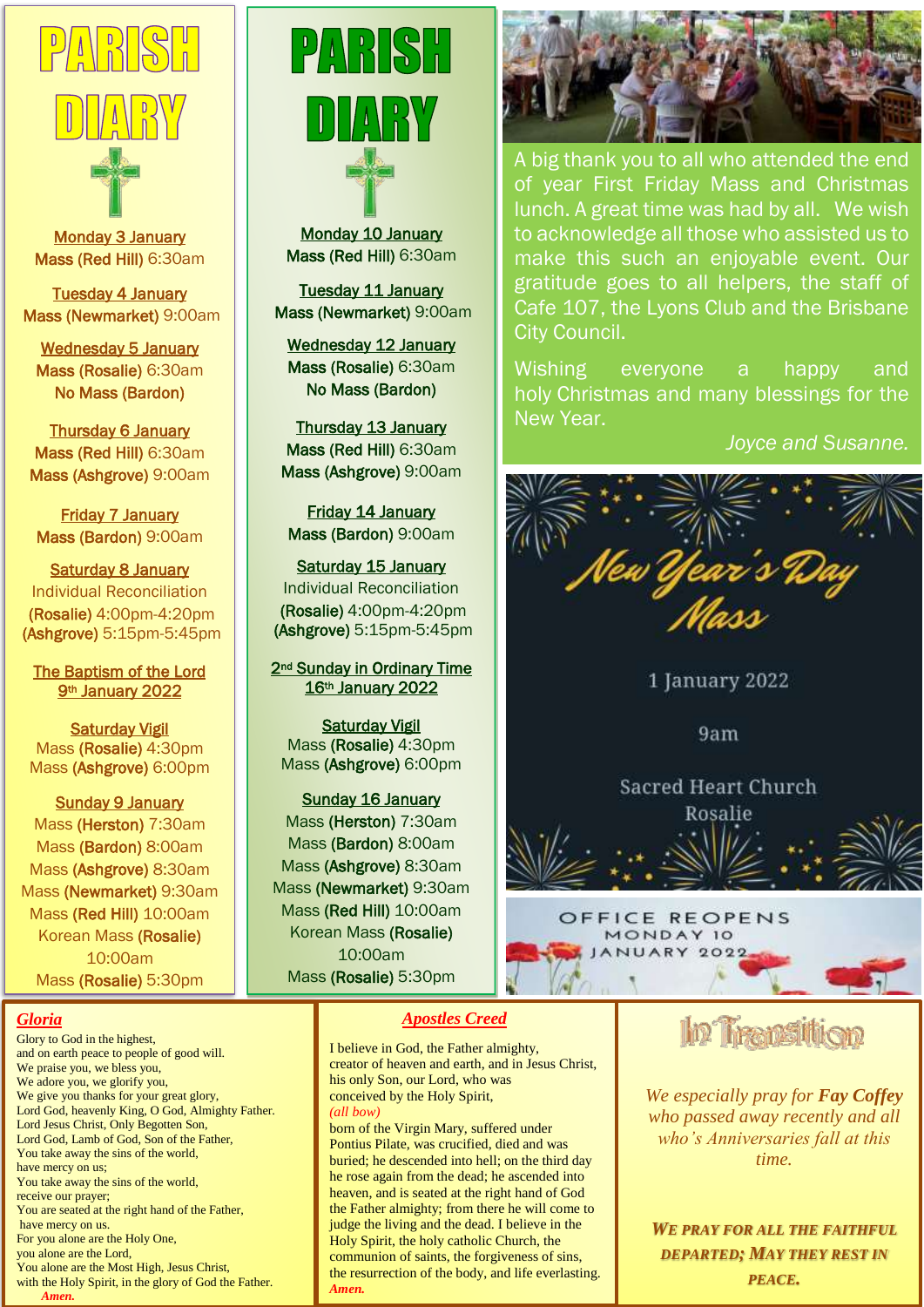# PARISH DIARY

**Monday 3 January**
**Mass (Red Hill)** 6:30am

**Tuesday 4 January**
**Mass (Newmarket)** 9:00am

**Wednesday 5 January**
**Mass (Rosalie)** 6:30am
**No Mass (Bardon)**

**Thursday 6 January**
**Mass (Red Hill)** 6:30am
**Mass (Ashgrove)** 9:00am

**Friday 7 January**
**Mass (Bardon)** 9:00am

**Saturday 8 January**
Individual Reconciliation
**(Rosalie)** 4:00pm-4:20pm
**(Ashgrove)** 5:15pm-5:45pm

**The Baptism of the Lord**
**9th January 2022**

**Saturday Vigil**
Mass **(Rosalie)** 4:30pm
Mass **(Ashgrove)** 6:00pm

**Sunday 9 January**
Mass **(Herston)** 7:30am
Mass **(Bardon)** 8:00am
Mass **(Ashgrove)** 8:30am
Mass **(Newmarket)** 9:30am
Mass **(Red Hill)** 10:00am
Korean Mass **(Rosalie)** 10:00am
Mass **(Rosalie)** 5:30pm

# PARISH DIARY

**Monday 10 January**
**Mass (Red Hill)** 6:30am

**Tuesday 11 January**
**Mass (Newmarket)** 9:00am

**Wednesday 12 January**
**Mass (Rosalie)** 6:30am
**No Mass (Bardon)**

**Thursday 13 January**
**Mass (Red Hill)** 6:30am
**Mass (Ashgrove)** 9:00am

**Friday 14 January**
**Mass (Bardon)** 9:00am

**Saturday 15 January**
Individual Reconciliation
**(Rosalie)** 4:00pm-4:20pm
**(Ashgrove)** 5:15pm-5:45pm

**2nd Sunday in Ordinary Time**
**16th January 2022**

**Saturday Vigil**
Mass **(Rosalie)** 4:30pm
Mass **(Ashgrove)** 6:00pm

**Sunday 16 January**
Mass **(Herston)** 7:30am
Mass **(Bardon)** 8:00am
Mass **(Ashgrove)** 8:30am
Mass **(Newmarket)** 9:30am
Mass **(Red Hill)** 10:00am
Korean Mass **(Rosalie)** 10:00am
Mass **(Rosalie)** 5:30pm

---

A big thank you to all who attended the end of year First Friday Mass and Christmas lunch. A great time was had by all. We wish to acknowledge all those who assisted us to make this such an enjoyable event. Our gratitude goes to all helpers, the staff of Cafe 107, the Lyons Club and the Brisbane City Council.

Wishing everyone a happy and holy Christmas and many blessings for the New Year.

*Joyce and Susanne.*

---

## New Year's Day Mass

1 January 2022

9am

Sacred Heart Church
Rosalie

---

OFFICE REOPENS
MONDAY 10 JANUARY 2022

---

## *Gloria*

Glory to God in the highest,
and on earth peace to people of good will.
We praise you, we bless you,
We adore you, we glorify you,
We give you thanks for your great glory,
Lord God, heavenly King, O God, Almighty Father.
Lord Jesus Christ, Only Begotten Son,
Lord God, Lamb of God, Son of the Father,
You take away the sins of the world,
have mercy on us;
You take away the sins of the world,
receive our prayer;
You are seated at the right hand of the Father,
have mercy on us.
For you alone are the Holy One,
you alone are the Lord,
You alone are the Most High, Jesus Christ,
with the Holy Spirit, in the glory of God the Father.
*Amen.*

## *Apostles Creed*

I believe in God, the Father almighty, creator of heaven and earth, and in Jesus Christ, his only Son, our Lord, who was conceived by the Holy Spirit,
*(all bow)*
born of the Virgin Mary, suffered under Pontius Pilate, was crucified, died and was buried; he descended into hell; on the third day he rose again from the dead; he ascended into heaven, and is seated at the right hand of God the Father almighty; from there he will come to judge the living and the dead. I believe in the Holy Spirit, the holy catholic Church, the communion of saints, the forgiveness of sins, the resurrection of the body, and life everlasting.
*Amen.*

## In Transition

*We especially pray for **Fay Coffey** who passed away recently and all who's Anniversaries fall at this time.*

***WE PRAY FOR ALL THE FAITHFUL DEPARTED; MAY THEY REST IN PEACE.***